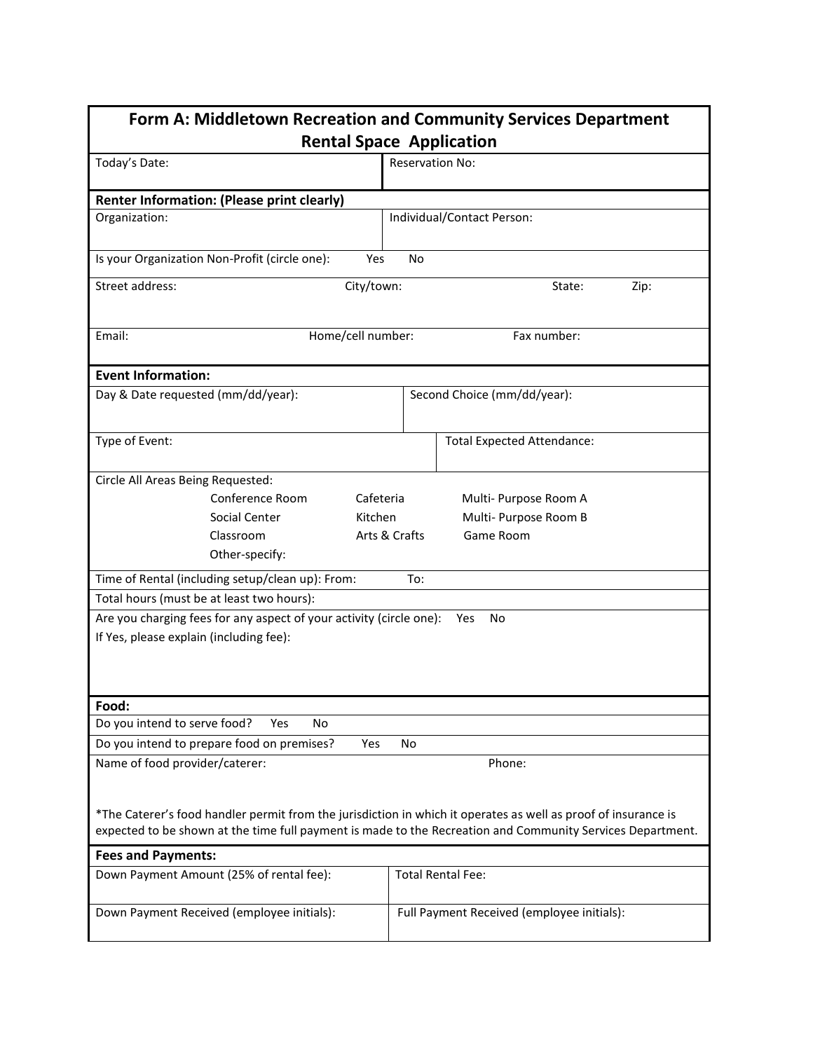# Form A: Middletown Recreation and Community Services Department Rental Space Application

| Today's Date: | Reservation No: |
|---|---|

**Renter Information: (Please print clearly)**

| Organization: | Individual/Contact Person: |
|---|---|

Is your Organization Non-Profit (circle one): Yes No

| Street address: | City/town: | State: | Zip: |
|---|---|---|---|

| Email: | Home/cell number: | Fax number: |
|---|---|---|

**Event Information:**

| Day & Date requested (mm/dd/year): | Second Choice (mm/dd/year): |
|---|---|

| Type of Event: | Total Expected Attendance: |
|---|---|

Circle All Areas Being Requested:

| | | |
|---|---|---|
| Conference Room | Cafeteria | Multi- Purpose Room A |
| Social Center | Kitchen | Multi- Purpose Room B |
| Classroom | Arts & Crafts | Game Room |
| Other-specify: | | |

Time of Rental (including setup/clean up): From: To:

Total hours (must be at least two hours):

Are you charging fees for any aspect of your activity (circle one): Yes No

If Yes, please explain (including fee):

**Food:**

Do you intend to serve food? Yes No

Do you intend to prepare food on premises? Yes No

Name of food provider/caterer: Phone:

*The Caterer's food handler permit from the jurisdiction in which it operates as well as proof of insurance is expected to be shown at the time full payment is made to the Recreation and Community Services Department.

**Fees and Payments:**

| Down Payment Amount (25% of rental fee): | Total Rental Fee: |
|---|---|
| Down Payment Received (employee initials): | Full Payment Received (employee initials): |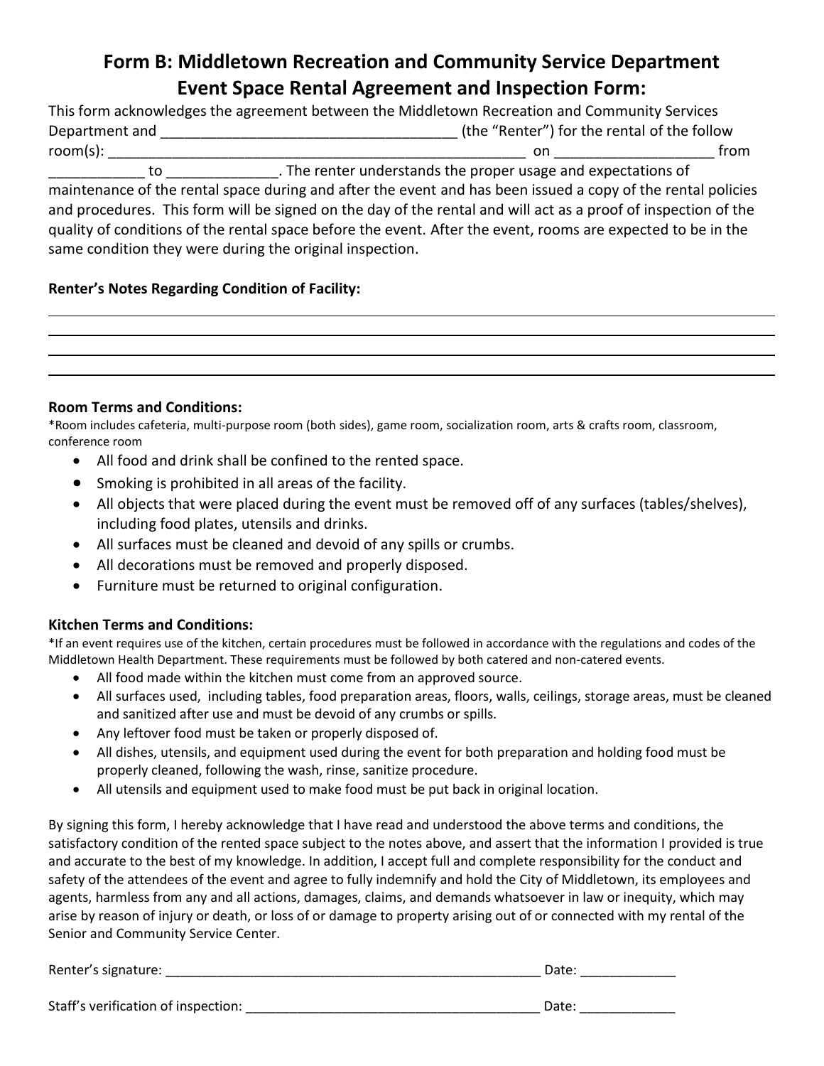# Form B: Middletown Recreation and Community Service Department Event Space Rental Agreement and Inspection Form:

This form acknowledges the agreement between the Middletown Recreation and Community Services Department and ____________________________________ (the "Renter") for the rental of the follow room(s): ______________________________________________________ on ___________________ from ___________ to _____________. The renter understands the proper usage and expectations of maintenance of the rental space during and after the event and has been issued a copy of the rental policies and procedures. This form will be signed on the day of the rental and will act as a proof of inspection of the quality of conditions of the rental space before the event. After the event, rooms are expected to be in the same condition they were during the original inspection.

**Renter's Notes Regarding Condition of Facility:**

______________________________________________________________________________

______________________________________________________________________________

______________________________________________________________________________

______________________________________________________________________________

**Room Terms and Conditions:**

*Room includes cafeteria, multi-purpose room (both sides), game room, socialization room, arts & crafts room, classroom, conference room

- All food and drink shall be confined to the rented space.
- Smoking is prohibited in all areas of the facility.
- All objects that were placed during the event must be removed off of any surfaces (tables/shelves), including food plates, utensils and drinks.
- All surfaces must be cleaned and devoid of any spills or crumbs.
- All decorations must be removed and properly disposed.
- Furniture must be returned to original configuration.

**Kitchen Terms and Conditions:**

*If an event requires use of the kitchen, certain procedures must be followed in accordance with the regulations and codes of the Middletown Health Department. These requirements must be followed by both catered and non-catered events.

- All food made within the kitchen must come from an approved source.
- All surfaces used, including tables, food preparation areas, floors, walls, ceilings, storage areas, must be cleaned and sanitized after use and must be devoid of any crumbs or spills.
- Any leftover food must be taken or properly disposed of.
- All dishes, utensils, and equipment used during the event for both preparation and holding food must be properly cleaned, following the wash, rinse, sanitize procedure.
- All utensils and equipment used to make food must be put back in original location.

By signing this form, I hereby acknowledge that I have read and understood the above terms and conditions, the satisfactory condition of the rented space subject to the notes above, and assert that the information I provided is true and accurate to the best of my knowledge. In addition, I accept full and complete responsibility for the conduct and safety of the attendees of the event and agree to fully indemnify and hold the City of Middletown, its employees and agents, harmless from any and all actions, damages, claims, and demands whatsoever in law or inequity, which may arise by reason of injury or death, or loss of or damage to property arising out of or connected with my rental of the Senior and Community Service Center.

Renter's signature: ____________________________________________________ Date: _____________

Staff's verification of inspection: ________________________________________ Date: _____________